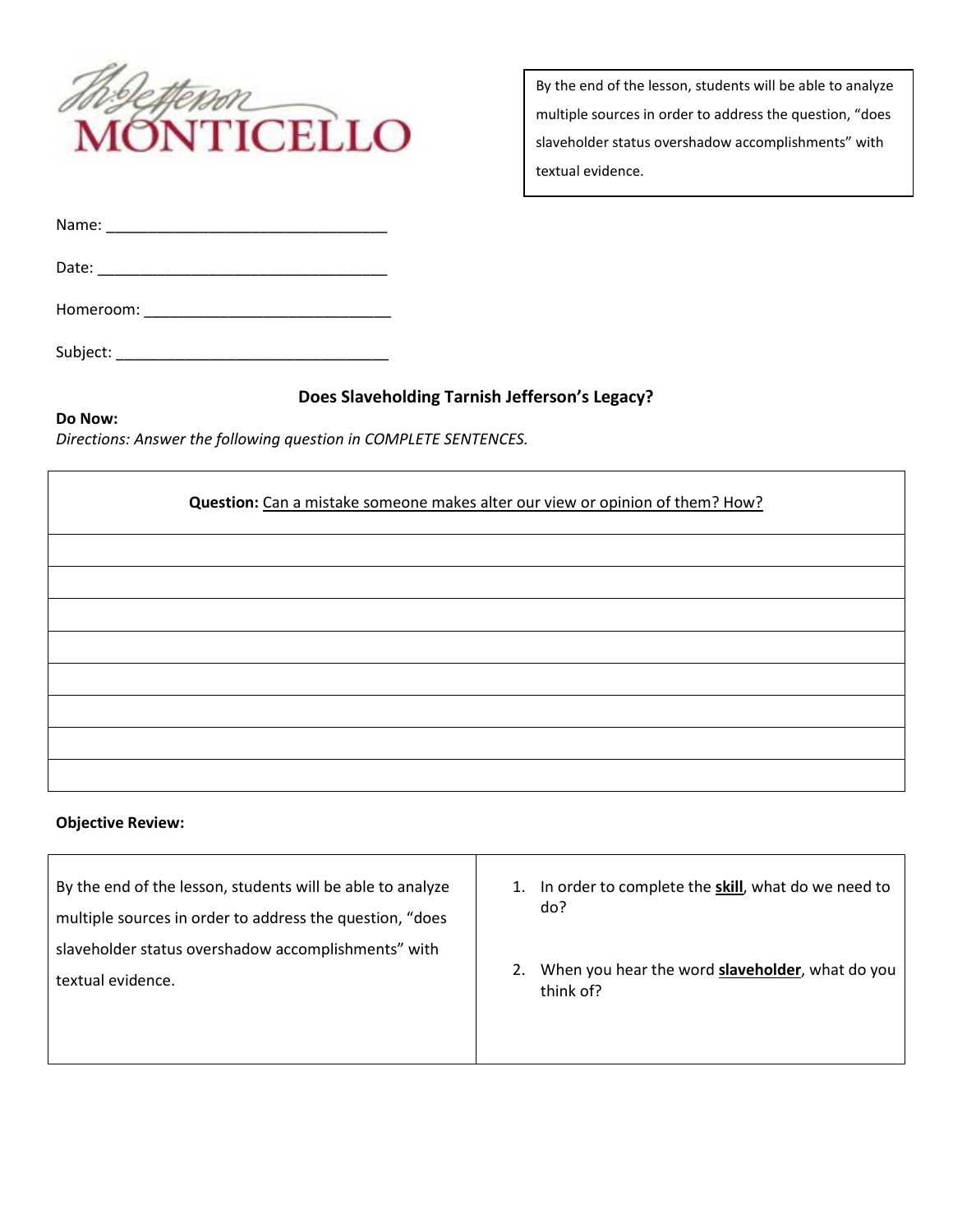Th: Jefferson MONTICELLO

By the end of the lesson, students will be able to analyze multiple sources in order to address the question, "does slaveholder status overshadow accomplishments" with textual evidence.

Name: ___________________________________

Date: ____________________________________

Homeroom: ______________________________

Subject: _________________________________

## Does Slaveholding Tarnish Jefferson's Legacy?

**Do Now:**

*Directions: Answer the following question in COMPLETE SENTENCES.*

| **Question:** Can a mistake someone makes alter our view or opinion of them? How? |
|---|
| |
| |
| |
| |
| |
| |
| |
| |

**Objective Review:**

| By the end of the lesson, students will be able to analyze multiple sources in order to address the question, "does slaveholder status overshadow accomplishments" with textual evidence. | 1. In order to complete the **skill**, what do we need to do? <br> 2. When you hear the word **slaveholder**, what do you think of? |
|---|---|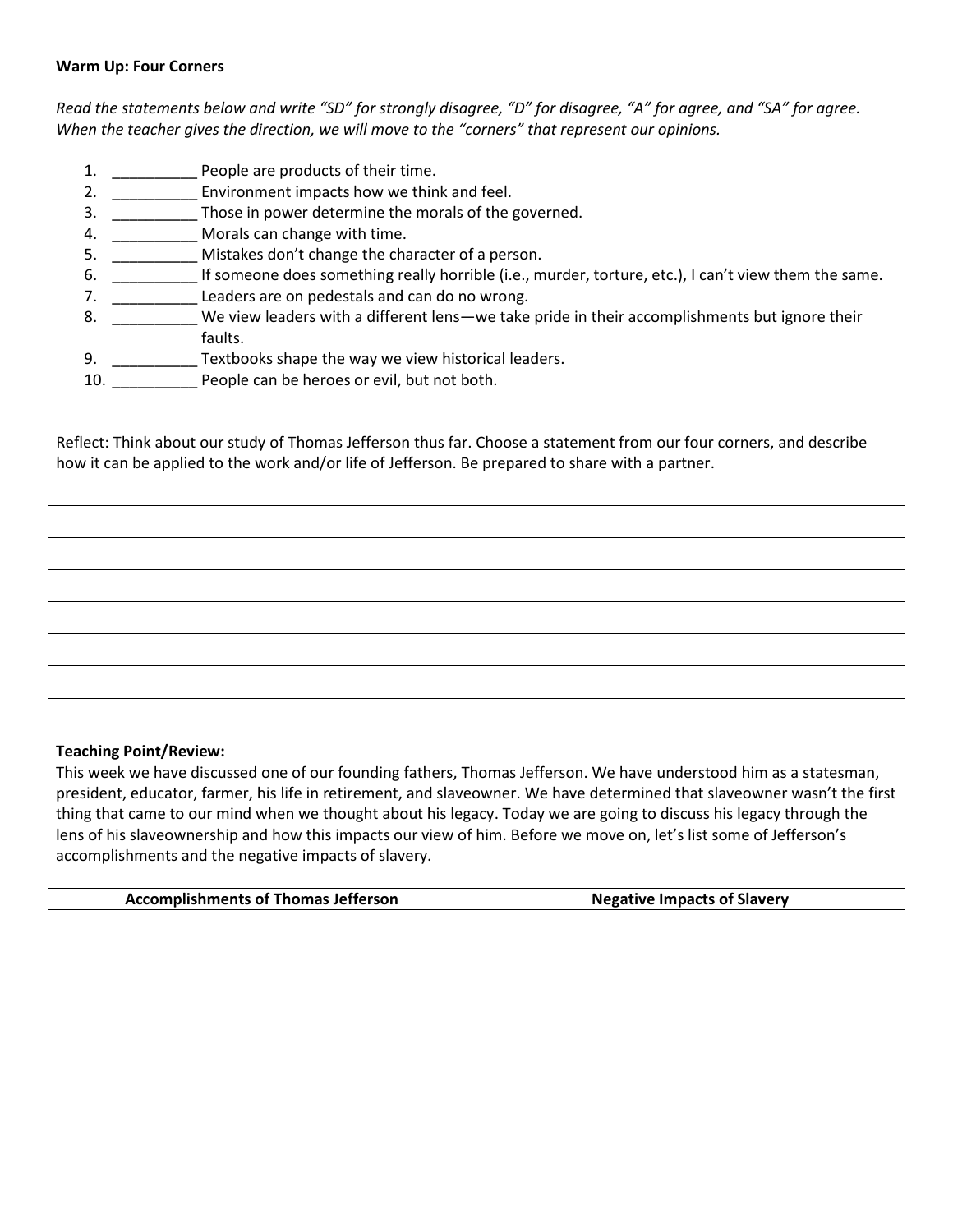**Warm Up: Four Corners**

*Read the statements below and write "SD" for strongly disagree, "D" for disagree, "A" for agree, and "SA" for agree. When the teacher gives the direction, we will move to the "corners" that represent our opinions.*

1. __________ People are products of their time.
2. __________ Environment impacts how we think and feel.
3. __________ Those in power determine the morals of the governed.
4. __________ Morals can change with time.
5. __________ Mistakes don't change the character of a person.
6. __________ If someone does something really horrible (i.e., murder, torture, etc.), I can't view them the same.
7. __________ Leaders are on pedestals and can do no wrong.
8. __________ We view leaders with a different lens—we take pride in their accomplishments but ignore their faults.
9. __________ Textbooks shape the way we view historical leaders.
10. __________ People can be heroes or evil, but not both.

Reflect: Think about our study of Thomas Jefferson thus far. Choose a statement from our four corners, and describe how it can be applied to the work and/or life of Jefferson. Be prepared to share with a partner.

| |
|---|
| |
| |
| |
| |
| |
| |

**Teaching Point/Review:**
This week we have discussed one of our founding fathers, Thomas Jefferson. We have understood him as a statesman, president, educator, farmer, his life in retirement, and slaveowner. We have determined that slaveowner wasn't the first thing that came to our mind when we thought about his legacy. Today we are going to discuss his legacy through the lens of his slaveownership and how this impacts our view of him. Before we move on, let's list some of Jefferson's accomplishments and the negative impacts of slavery.

| Accomplishments of Thomas Jefferson | Negative Impacts of Slavery |
|---|---|
| | |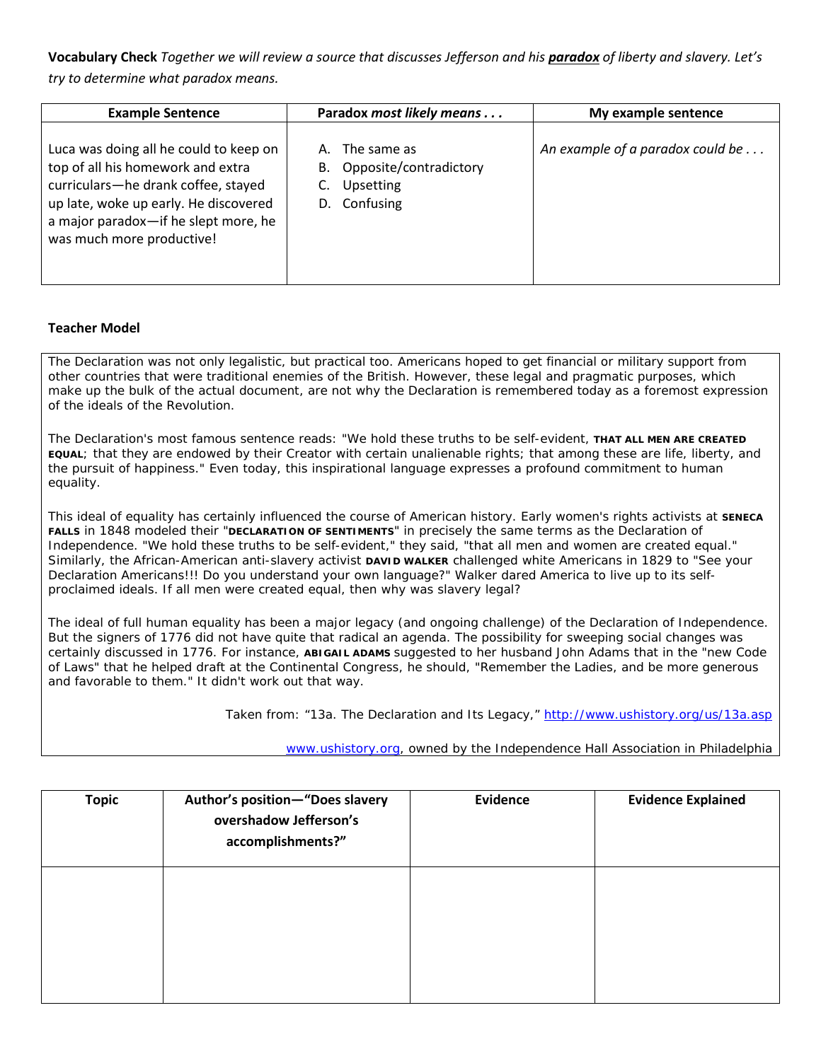**Vocabulary Check** *Together we will review a source that discusses Jefferson and his* ***paradox*** *of liberty and slavery. Let's try to determine what paradox means.*

| Example Sentence | Paradox *most likely means . . .* | My example sentence |
|---|---|---|
| Luca was doing all he could to keep on top of all his homework and extra curriculars—he drank coffee, stayed up late, woke up early. He discovered a major paradox—if he slept more, he was much more productive! | A. The same as<br>B. Opposite/contradictory<br>C. Upsetting<br>D. Confusing | *An example of a paradox could be . . .* |

**Teacher Model**

The Declaration was not only legalistic, but practical too. Americans hoped to get financial or military support from other countries that were traditional enemies of the British. However, these legal and pragmatic purposes, which make up the bulk of the actual document, are not why the Declaration is remembered today as a foremost expression of the ideals of the Revolution.

The Declaration's most famous sentence reads: "We hold these truths to be self-evident, **THAT ALL MEN ARE CREATED EQUAL**; that they are endowed by their Creator with certain unalienable rights; that among these are life, liberty, and the pursuit of happiness." Even today, this inspirational language expresses a profound commitment to human equality.

This ideal of equality has certainly influenced the course of American history. Early women's rights activists at **SENECA FALLS** in 1848 modeled their "**DECLARATION OF SENTIMENTS**" in precisely the same terms as the Declaration of Independence. "We hold these truths to be self-evident," they said, "that all men and women are created equal." Similarly, the African-American anti-slavery activist **DAVID WALKER** challenged white Americans in 1829 to "See your Declaration Americans!!! Do you understand your own language?" Walker dared America to live up to its self-proclaimed ideals. If all men were created equal, then why was slavery legal?

The ideal of full human equality has been a major legacy (and ongoing challenge) of the Declaration of Independence. But the signers of 1776 did not have quite that radical an agenda. The possibility for sweeping social changes was certainly discussed in 1776. For instance, **ABIGAIL ADAMS** suggested to her husband John Adams that in the "new Code of Laws" that he helped draft at the Continental Congress, he should, "Remember the Ladies, and be more generous and favorable to them." It didn't work out that way.

Taken from: "13a. The Declaration and Its Legacy," http://www.ushistory.org/us/13a.asp

www.ushistory.org, owned by the Independence Hall Association in Philadelphia

| Topic | Author's position—"Does slavery overshadow Jefferson's accomplishments?" | Evidence | Evidence Explained |
|---|---|---|---|
| | | | |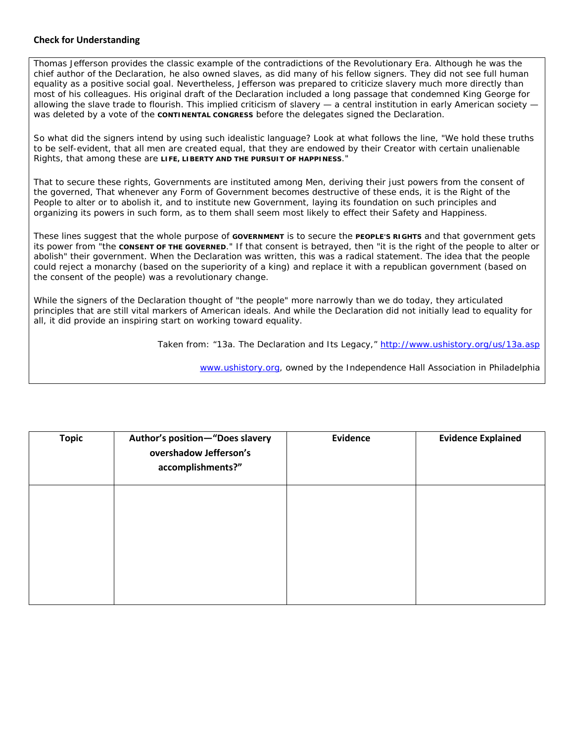**Check for Understanding**

Thomas Jefferson provides the classic example of the contradictions of the Revolutionary Era. Although he was the chief author of the Declaration, he also owned slaves, as did many of his fellow signers. They did not see full human equality as a positive social goal. Nevertheless, Jefferson was prepared to criticize slavery much more directly than most of his colleagues. His original draft of the Declaration included a long passage that condemned King George for allowing the slave trade to flourish. This implied criticism of slavery — a central institution in early American society — was deleted by a vote of the **CONTINENTAL CONGRESS** before the delegates signed the Declaration.

So what did the signers intend by using such idealistic language? Look at what follows the line, "We hold these truths to be self-evident, that all men are created equal, that they are endowed by their Creator with certain unalienable Rights, that among these are **LIFE, LIBERTY AND THE PURSUIT OF HAPPINESS**."

That to secure these rights, Governments are instituted among Men, deriving their just powers from the consent of the governed, That whenever any Form of Government becomes destructive of these ends, it is the Right of the People to alter or to abolish it, and to institute new Government, laying its foundation on such principles and organizing its powers in such form, as to them shall seem most likely to effect their Safety and Happiness.

These lines suggest that the whole purpose of **GOVERNMENT** is to secure the **PEOPLE'S RIGHTS** and that government gets its power from "the **CONSENT OF THE GOVERNED**." If that consent is betrayed, then "it is the right of the people to alter or abolish" their government. When the Declaration was written, this was a radical statement. The idea that the people could reject a monarchy (based on the superiority of a king) and replace it with a republican government (based on the consent of the people) was a revolutionary change.

While the signers of the Declaration thought of "the people" more narrowly than we do today, they articulated principles that are still vital markers of American ideals. And while the Declaration did not initially lead to equality for all, it did provide an inspiring start on working toward equality.

Taken from: "13a. The Declaration and Its Legacy," http://www.ushistory.org/us/13a.asp

www.ushistory.org, owned by the Independence Hall Association in Philadelphia

| Topic | Author's position—"Does slavery overshadow Jefferson's accomplishments?" | Evidence | Evidence Explained |
|---|---|---|---|
| | | | |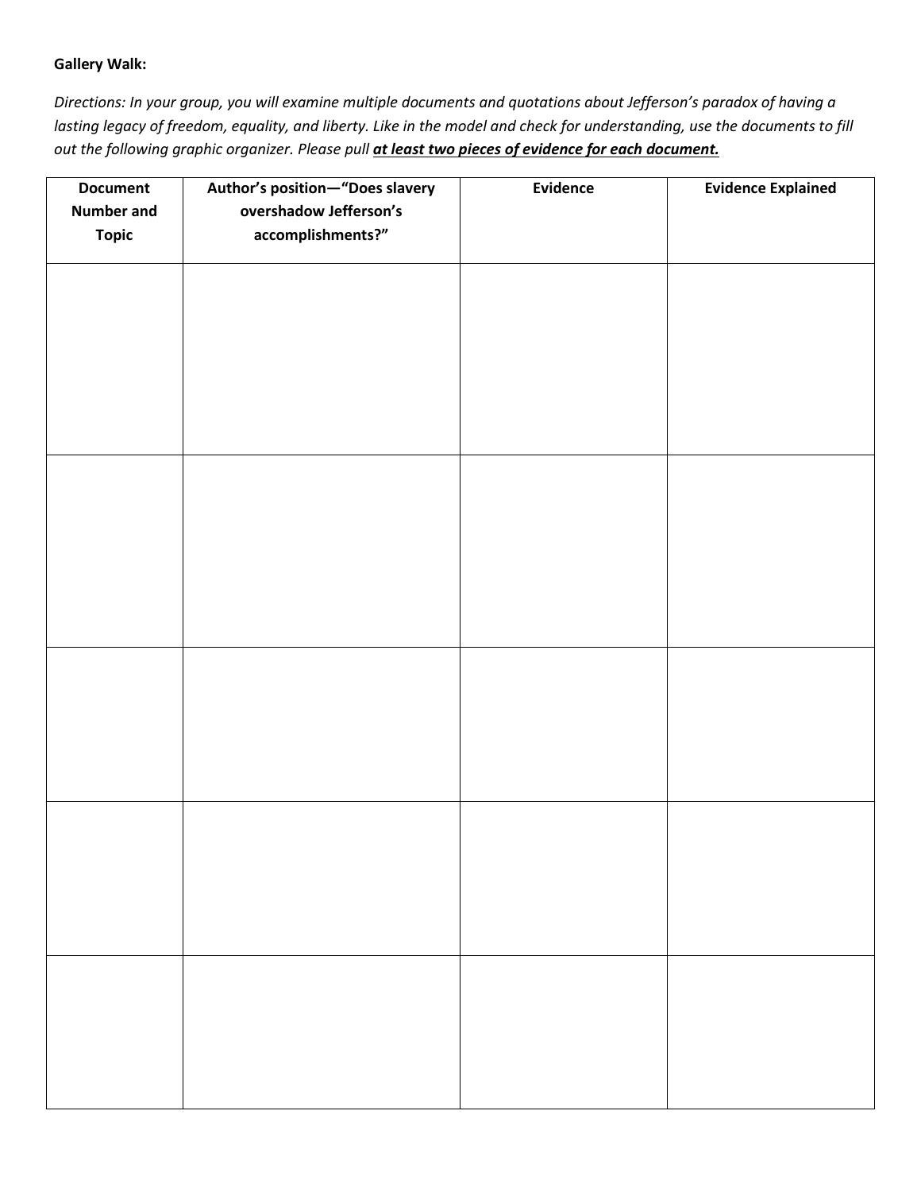**Gallery Walk:**

*Directions: In your group, you will examine multiple documents and quotations about Jefferson's paradox of having a lasting legacy of freedom, equality, and liberty. Like in the model and check for understanding, use the documents to fill out the following graphic organizer. Please pull* ***at least two pieces of evidence for each document.***

| Document Number and Topic | Author's position—"Does slavery overshadow Jefferson's accomplishments?" | Evidence | Evidence Explained |
|---|---|---|---|
| | | | |
| | | | |
| | | | |
| | | | |
| | | | |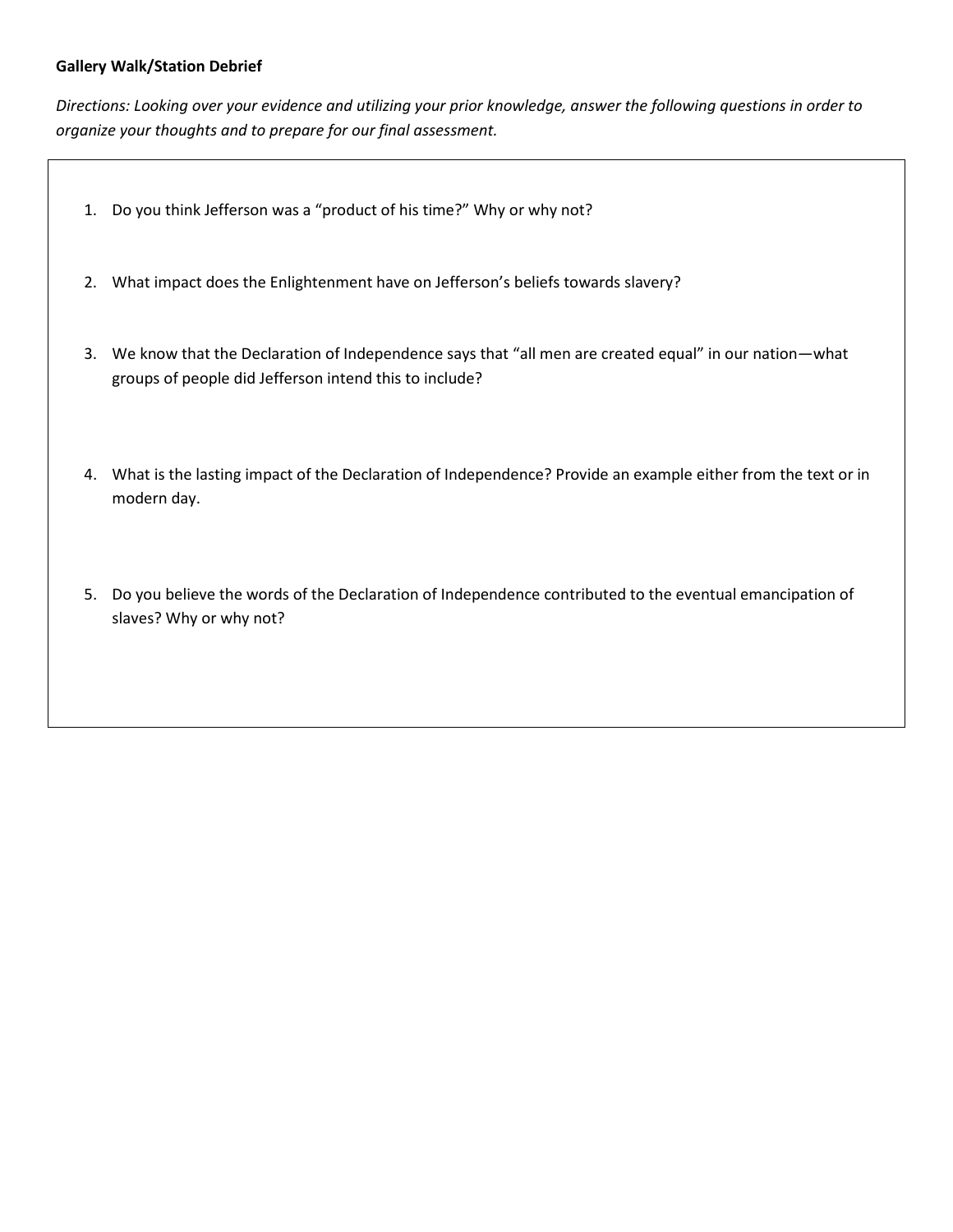**Gallery Walk/Station Debrief**

*Directions: Looking over your evidence and utilizing your prior knowledge, answer the following questions in order to organize your thoughts and to prepare for our final assessment.*

1. Do you think Jefferson was a "product of his time?" Why or why not?

2. What impact does the Enlightenment have on Jefferson's beliefs towards slavery?

3. We know that the Declaration of Independence says that "all men are created equal" in our nation—what groups of people did Jefferson intend this to include?

4. What is the lasting impact of the Declaration of Independence? Provide an example either from the text or in modern day.

5. Do you believe the words of the Declaration of Independence contributed to the eventual emancipation of slaves? Why or why not?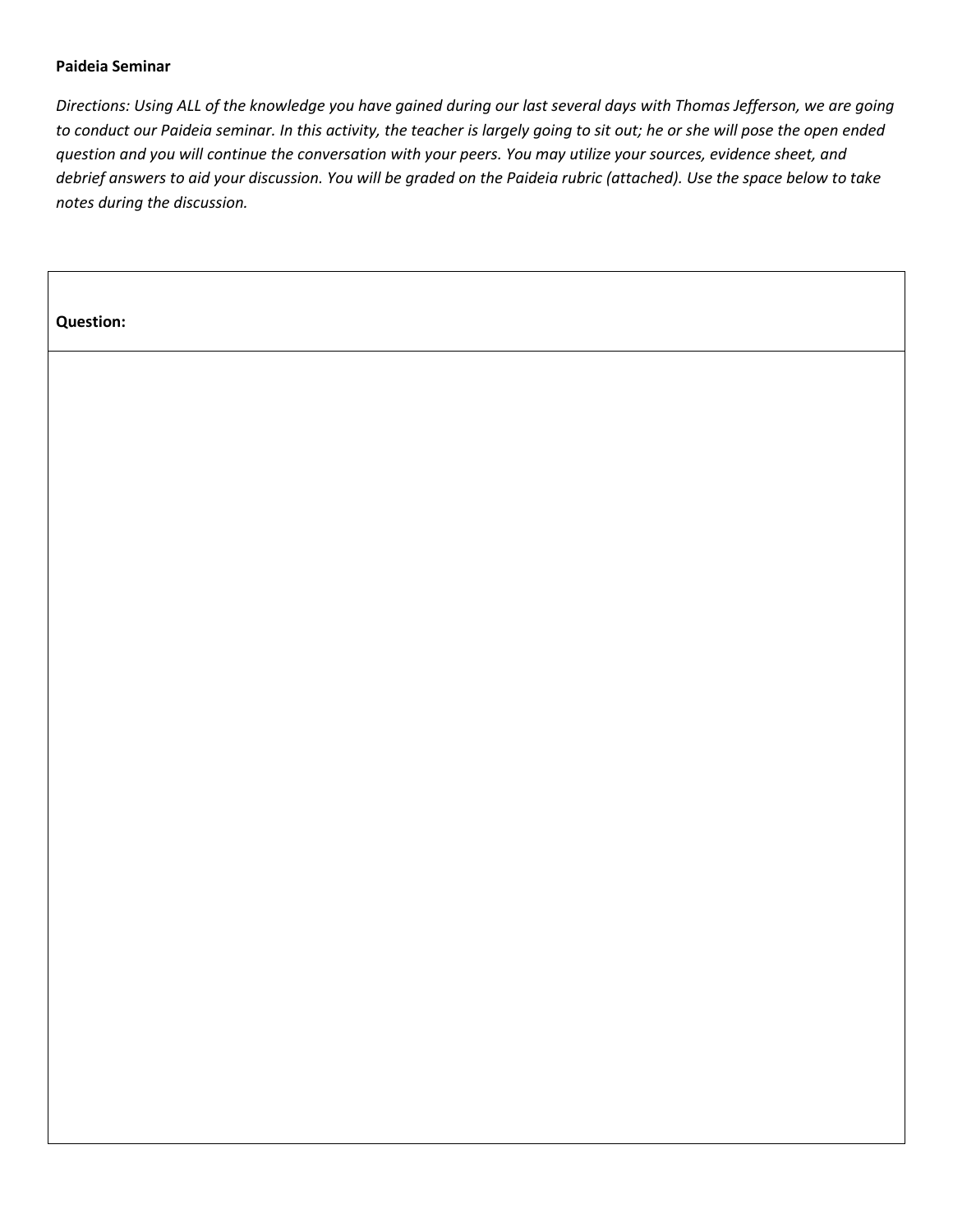**Paideia Seminar**

*Directions: Using ALL of the knowledge you have gained during our last several days with Thomas Jefferson, we are going to conduct our Paideia seminar. In this activity, the teacher is largely going to sit out; he or she will pose the open ended question and you will continue the conversation with your peers. You may utilize your sources, evidence sheet, and debrief answers to aid your discussion. You will be graded on the Paideia rubric (attached). Use the space below to take notes during the discussion.*

| **Question:** |
|---|
| |